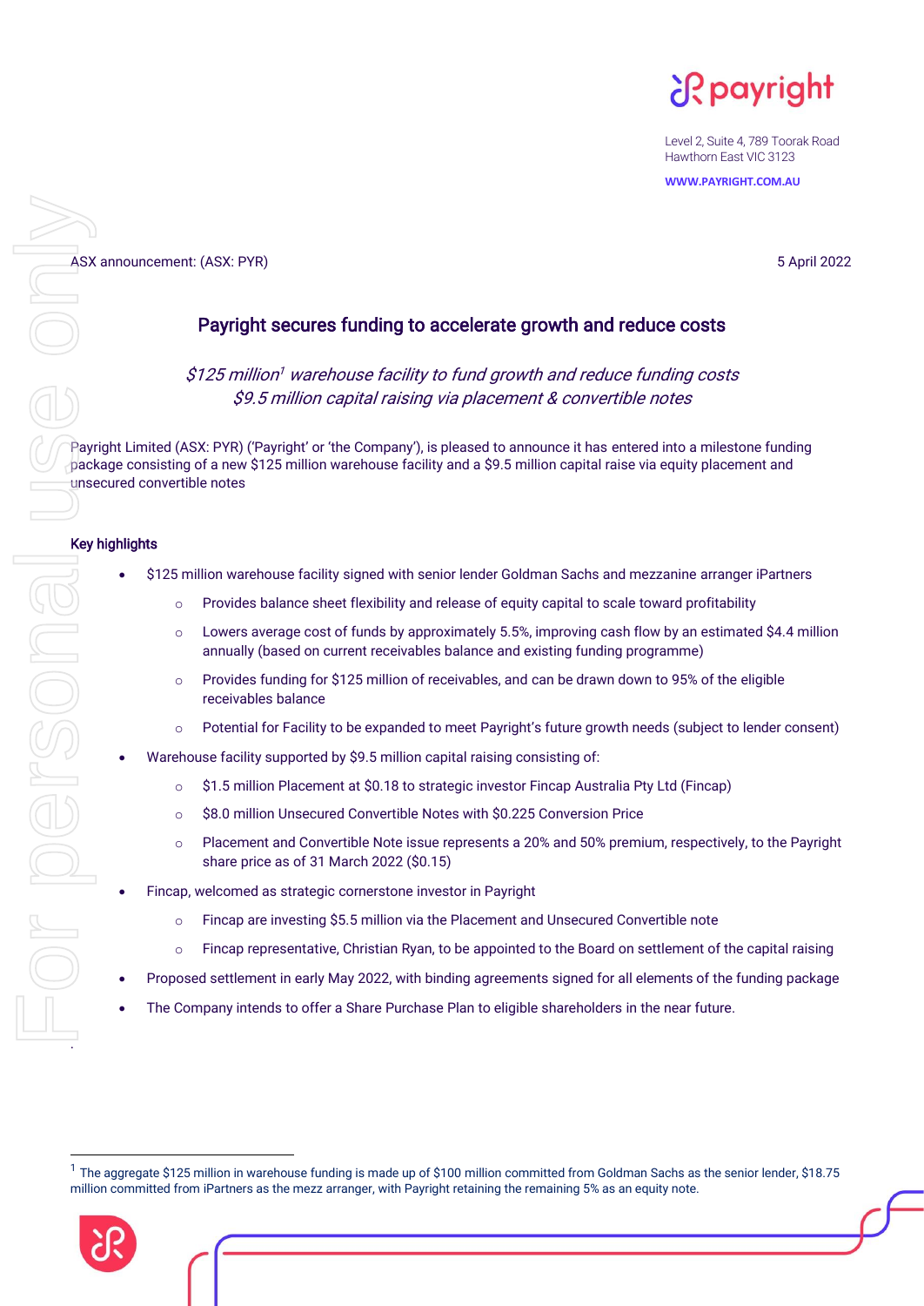Level 2, Suite 4, 789 Toorak Road
Hawthorn East VIC 3123

**WWW.PAYRIGHT.COM.AU**

ASX announcement: (ASX: PYR) 5 April 2022

# Payright secures funding to accelerate growth and reduce costs

*$125 million[1] warehouse facility to fund growth and reduce funding costs*
*$9.5 million capital raising via placement & convertible notes*

Payright Limited (ASX: PYR) ('Payright' or 'the Company'), is pleased to announce it has entered into a milestone funding package consisting of a new $125 million warehouse facility and a $9.5 million capital raise via equity placement and unsecured convertible notes

## Key highlights

- $125 million warehouse facility signed with senior lender Goldman Sachs and mezzanine arranger iPartners
  - Provides balance sheet flexibility and release of equity capital to scale toward profitability
  - Lowers average cost of funds by approximately 5.5%, improving cash flow by an estimated $4.4 million annually (based on current receivables balance and existing funding programme)
  - Provides funding for $125 million of receivables, and can be drawn down to 95% of the eligible receivables balance
  - Potential for Facility to be expanded to meet Payright's future growth needs (subject to lender consent)
- Warehouse facility supported by $9.5 million capital raising consisting of:
  - $1.5 million Placement at $0.18 to strategic investor Fincap Australia Pty Ltd (Fincap)
  - $8.0 million Unsecured Convertible Notes with $0.225 Conversion Price
  - Placement and Convertible Note issue represents a 20% and 50% premium, respectively, to the Payright share price as of 31 March 2022 ($0.15)
- Fincap, welcomed as strategic cornerstone investor in Payright
  - Fincap are investing $5.5 million via the Placement and Unsecured Convertible note
  - Fincap representative, Christian Ryan, to be appointed to the Board on settlement of the capital raising
- Proposed settlement in early May 2022, with binding agreements signed for all elements of the funding package
- The Company intends to offer a Share Purchase Plan to eligible shareholders in the near future.

[1] The aggregate $125 million in warehouse funding is made up of $100 million committed from Goldman Sachs as the senior lender, $18.75 million committed from iPartners as the mezz arranger, with Payright retaining the remaining 5% as an equity note.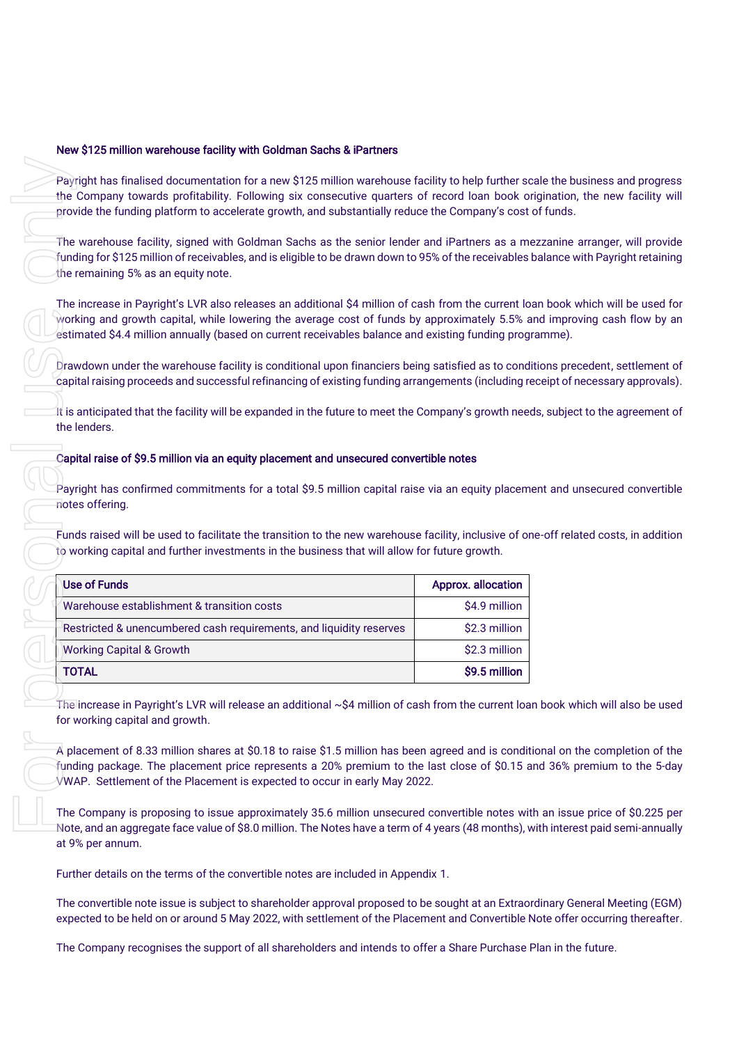**New $125 million warehouse facility with Goldman Sachs & iPartners**

Payright has finalised documentation for a new $125 million warehouse facility to help further scale the business and progress the Company towards profitability. Following six consecutive quarters of record loan book origination, the new facility will provide the funding platform to accelerate growth, and substantially reduce the Company's cost of funds.

The warehouse facility, signed with Goldman Sachs as the senior lender and iPartners as a mezzanine arranger, will provide funding for $125 million of receivables, and is eligible to be drawn down to 95% of the receivables balance with Payright retaining the remaining 5% as an equity note.

The increase in Payright's LVR also releases an additional $4 million of cash from the current loan book which will be used for working and growth capital, while lowering the average cost of funds by approximately 5.5% and improving cash flow by an estimated $4.4 million annually (based on current receivables balance and existing funding programme).

Drawdown under the warehouse facility is conditional upon financiers being satisfied as to conditions precedent, settlement of capital raising proceeds and successful refinancing of existing funding arrangements (including receipt of necessary approvals).

It is anticipated that the facility will be expanded in the future to meet the Company's growth needs, subject to the agreement of the lenders.

**Capital raise of $9.5 million via an equity placement and unsecured convertible notes**

Payright has confirmed commitments for a total $9.5 million capital raise via an equity placement and unsecured convertible notes offering.

Funds raised will be used to facilitate the transition to the new warehouse facility, inclusive of one-off related costs, in addition to working capital and further investments in the business that will allow for future growth.

| Use of Funds | Approx. allocation |
|---|---:|
| Warehouse establishment & transition costs | $4.9 million |
| Restricted & unencumbered cash requirements, and liquidity reserves | $2.3 million |
| Working Capital & Growth | $2.3 million |
| **TOTAL** | **$9.5 million** |

The increase in Payright's LVR will release an additional ~$4 million of cash from the current loan book which will also be used for working capital and growth.

A placement of 8.33 million shares at $0.18 to raise $1.5 million has been agreed and is conditional on the completion of the funding package. The placement price represents a 20% premium to the last close of $0.15 and 36% premium to the 5-day VWAP. Settlement of the Placement is expected to occur in early May 2022.

The Company is proposing to issue approximately 35.6 million unsecured convertible notes with an issue price of $0.225 per Note, and an aggregate face value of $8.0 million. The Notes have a term of 4 years (48 months), with interest paid semi-annually at 9% per annum.

Further details on the terms of the convertible notes are included in Appendix 1.

The convertible note issue is subject to shareholder approval proposed to be sought at an Extraordinary General Meeting (EGM) expected to be held on or around 5 May 2022, with settlement of the Placement and Convertible Note offer occurring thereafter.

The Company recognises the support of all shareholders and intends to offer a Share Purchase Plan in the future.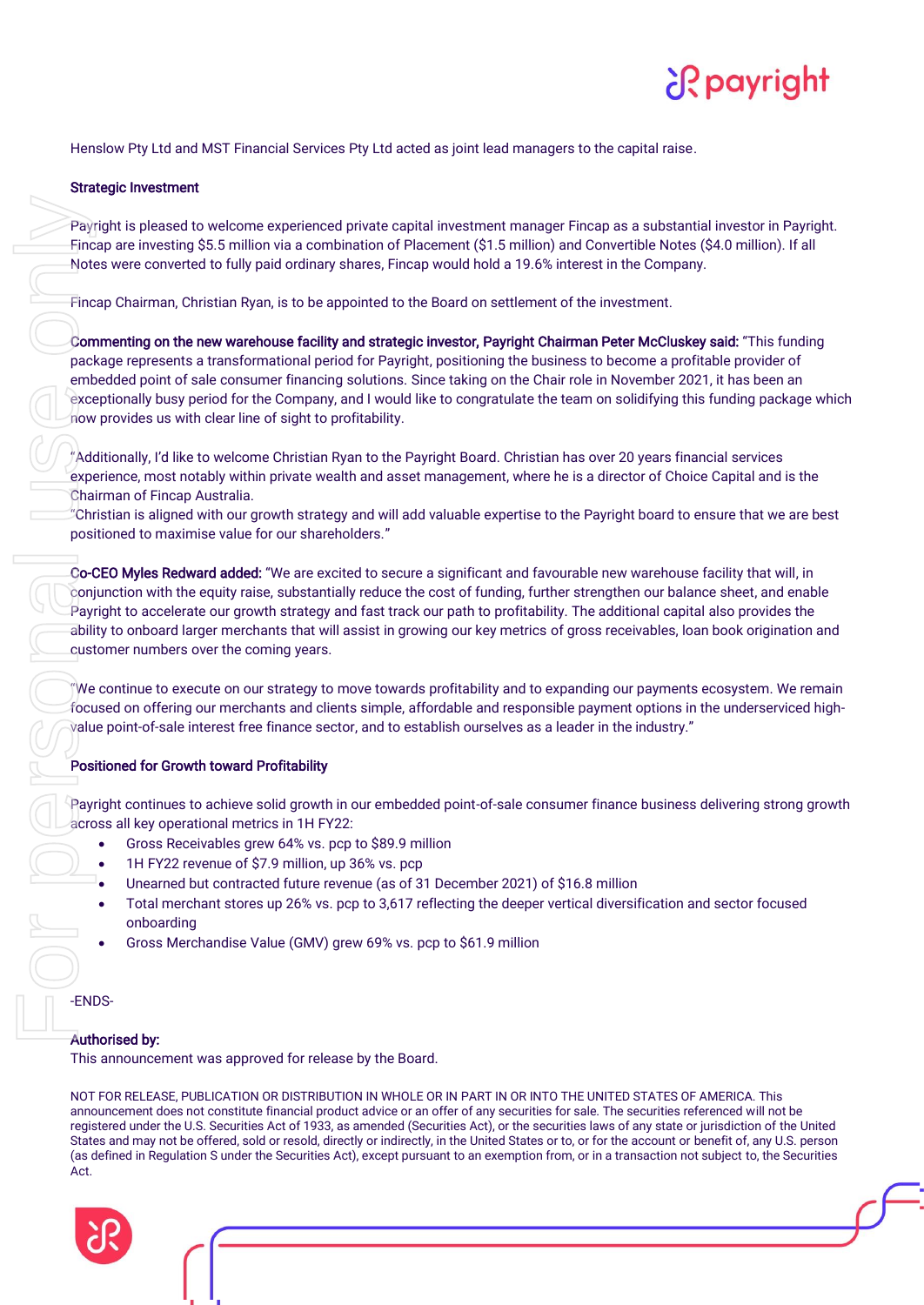Henslow Pty Ltd and MST Financial Services Pty Ltd acted as joint lead managers to the capital raise.

**Strategic Investment**

Payright is pleased to welcome experienced private capital investment manager Fincap as a substantial investor in Payright. Fincap are investing $5.5 million via a combination of Placement ($1.5 million) and Convertible Notes ($4.0 million). If all Notes were converted to fully paid ordinary shares, Fincap would hold a 19.6% interest in the Company.

Fincap Chairman, Christian Ryan, is to be appointed to the Board on settlement of the investment.

**Commenting on the new warehouse facility and strategic investor, Payright Chairman Peter McCluskey said:** "This funding package represents a transformational period for Payright, positioning the business to become a profitable provider of embedded point of sale consumer financing solutions. Since taking on the Chair role in November 2021, it has been an exceptionally busy period for the Company, and I would like to congratulate the team on solidifying this funding package which now provides us with clear line of sight to profitability.

"Additionally, I'd like to welcome Christian Ryan to the Payright Board. Christian has over 20 years financial services experience, most notably within private wealth and asset management, where he is a director of Choice Capital and is the Chairman of Fincap Australia.

"Christian is aligned with our growth strategy and will add valuable expertise to the Payright board to ensure that we are best positioned to maximise value for our shareholders."

**Co-CEO Myles Redward added:** "We are excited to secure a significant and favourable new warehouse facility that will, in conjunction with the equity raise, substantially reduce the cost of funding, further strengthen our balance sheet, and enable Payright to accelerate our growth strategy and fast track our path to profitability. The additional capital also provides the ability to onboard larger merchants that will assist in growing our key metrics of gross receivables, loan book origination and customer numbers over the coming years.

"We continue to execute on our strategy to move towards profitability and to expanding our payments ecosystem. We remain focused on offering our merchants and clients simple, affordable and responsible payment options in the underserviced high-value point-of-sale interest free finance sector, and to establish ourselves as a leader in the industry."

**Positioned for Growth toward Profitability**

Payright continues to achieve solid growth in our embedded point-of-sale consumer finance business delivering strong growth across all key operational metrics in 1H FY22:

- Gross Receivables grew 64% vs. pcp to $89.9 million
- 1H FY22 revenue of $7.9 million, up 36% vs. pcp
- Unearned but contracted future revenue (as of 31 December 2021) of $16.8 million
- Total merchant stores up 26% vs. pcp to 3,617 reflecting the deeper vertical diversification and sector focused onboarding
- Gross Merchandise Value (GMV) grew 69% vs. pcp to $61.9 million

-ENDS-

**Authorised by:**
This announcement was approved for release by the Board.

NOT FOR RELEASE, PUBLICATION OR DISTRIBUTION IN WHOLE OR IN PART IN OR INTO THE UNITED STATES OF AMERICA. This announcement does not constitute financial product advice or an offer of any securities for sale. The securities referenced will not be registered under the U.S. Securities Act of 1933, as amended (Securities Act), or the securities laws of any state or jurisdiction of the United States and may not be offered, sold or resold, directly or indirectly, in the United States or to, or for the account or benefit of, any U.S. person (as defined in Regulation S under the Securities Act), except pursuant to an exemption from, or in a transaction not subject to, the Securities Act.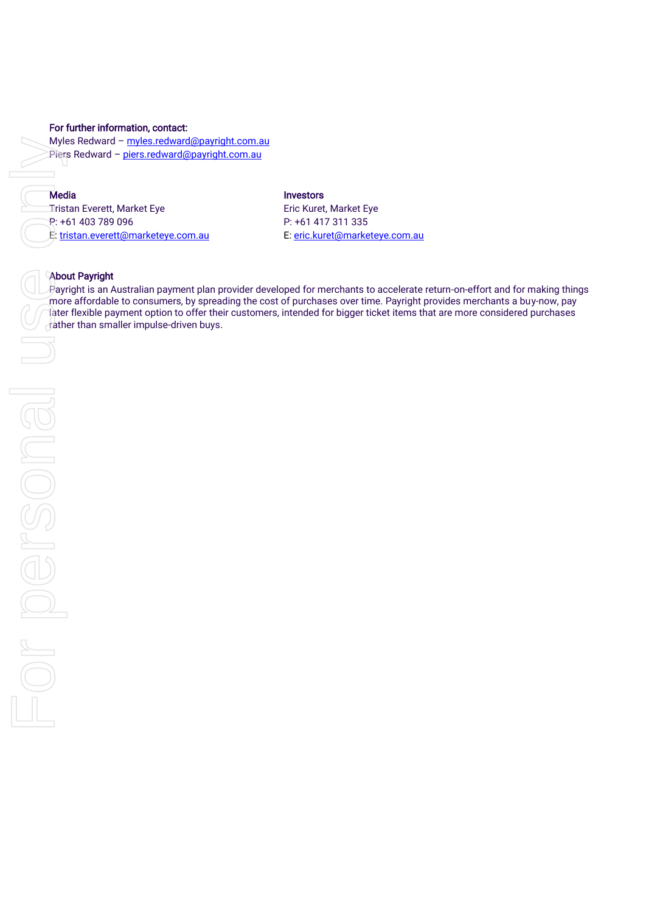**For further information, contact:**

Myles Redward – myles.redward@payright.com.au

Piers Redward – piers.redward@payright.com.au

**Media**

Tristan Everett, Market Eye

P: +61 403 789 096

E: tristan.everett@marketeye.com.au

**Investors**

Eric Kuret, Market Eye

P: +61 417 311 335

E: eric.kuret@marketeye.com.au

**About Payright**

Payright is an Australian payment plan provider developed for merchants to accelerate return-on-effort and for making things more affordable to consumers, by spreading the cost of purchases over time. Payright provides merchants a buy-now, pay later flexible payment option to offer their customers, intended for bigger ticket items that are more considered purchases rather than smaller impulse-driven buys.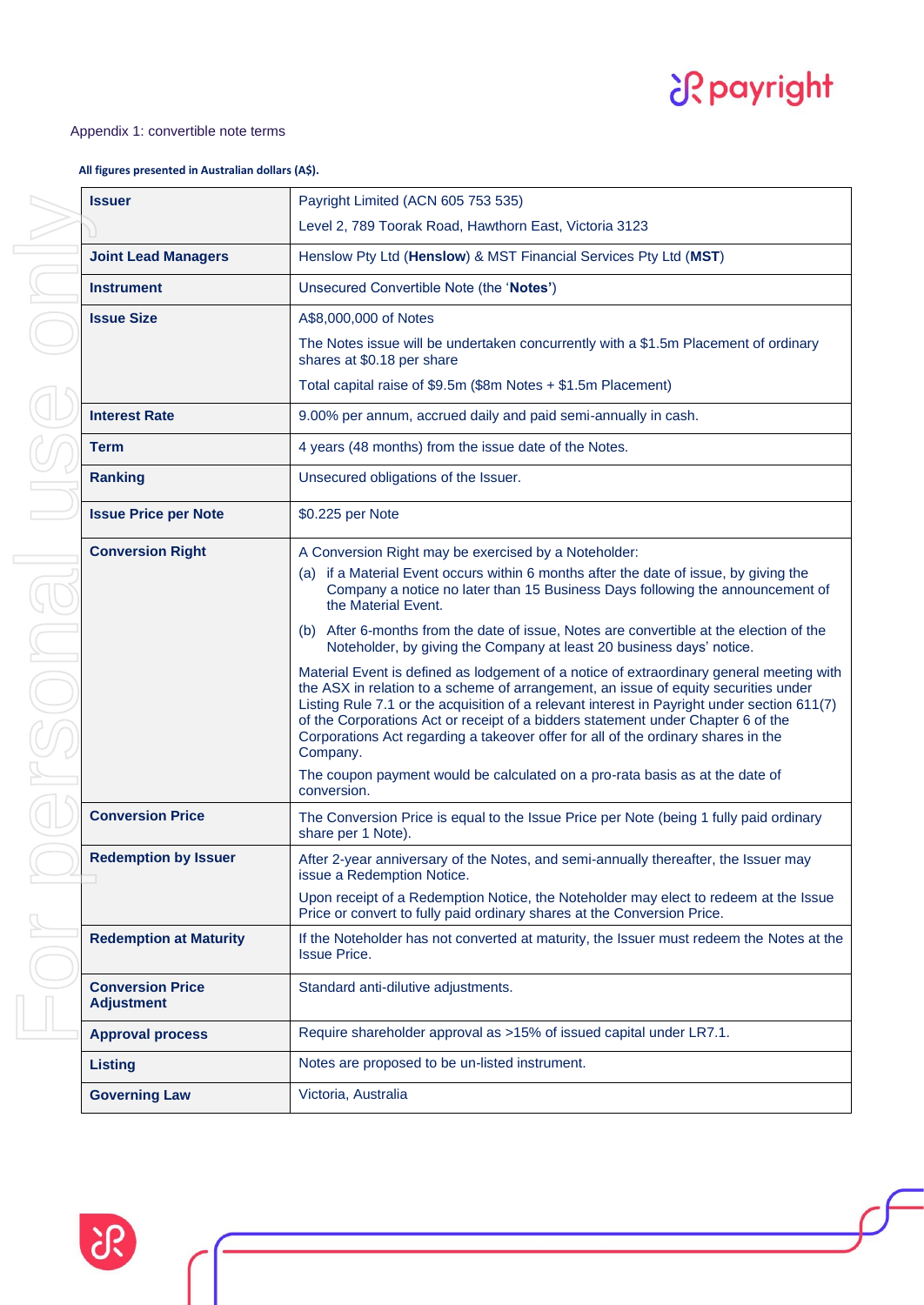Appendix 1: convertible note terms

**All figures presented in Australian dollars (A$).**

| | |
|---|---|
| **Issuer** | Payright Limited (ACN 605 753 535)<br>Level 2, 789 Toorak Road, Hawthorn East, Victoria 3123 |
| **Joint Lead Managers** | Henslow Pty Ltd (**Henslow**) & MST Financial Services Pty Ltd (**MST**) |
| **Instrument** | Unsecured Convertible Note (the '**Notes'**) |
| **Issue Size** | A$8,000,000 of Notes<br>The Notes issue will be undertaken concurrently with a $1.5m Placement of ordinary shares at $0.18 per share<br>Total capital raise of $9.5m ($8m Notes + $1.5m Placement) |
| **Interest Rate** | 9.00% per annum, accrued daily and paid semi-annually in cash. |
| **Term** | 4 years (48 months) from the issue date of the Notes. |
| **Ranking** | Unsecured obligations of the Issuer. |
| **Issue Price per Note** | $0.225 per Note |
| **Conversion Right** | A Conversion Right may be exercised by a Noteholder:<br>(a) if a Material Event occurs within 6 months after the date of issue, by giving the Company a notice no later than 15 Business Days following the announcement of the Material Event.<br>(b) After 6-months from the date of issue, Notes are convertible at the election of the Noteholder, by giving the Company at least 20 business days' notice.<br>Material Event is defined as lodgement of a notice of extraordinary general meeting with the ASX in relation to a scheme of arrangement, an issue of equity securities under Listing Rule 7.1 or the acquisition of a relevant interest in Payright under section 611(7) of the Corporations Act or receipt of a bidders statement under Chapter 6 of the Corporations Act regarding a takeover offer for all of the ordinary shares in the Company.<br>The coupon payment would be calculated on a pro-rata basis as at the date of conversion. |
| **Conversion Price** | The Conversion Price is equal to the Issue Price per Note (being 1 fully paid ordinary share per 1 Note). |
| **Redemption by Issuer** | After 2-year anniversary of the Notes, and semi-annually thereafter, the Issuer may issue a Redemption Notice.<br>Upon receipt of a Redemption Notice, the Noteholder may elect to redeem at the Issue Price or convert to fully paid ordinary shares at the Conversion Price. |
| **Redemption at Maturity** | If the Noteholder has not converted at maturity, the Issuer must redeem the Notes at the Issue Price. |
| **Conversion Price Adjustment** | Standard anti-dilutive adjustments. |
| **Approval process** | Require shareholder approval as >15% of issued capital under LR7.1. |
| **Listing** | Notes are proposed to be un-listed instrument. |
| **Governing Law** | Victoria, Australia |